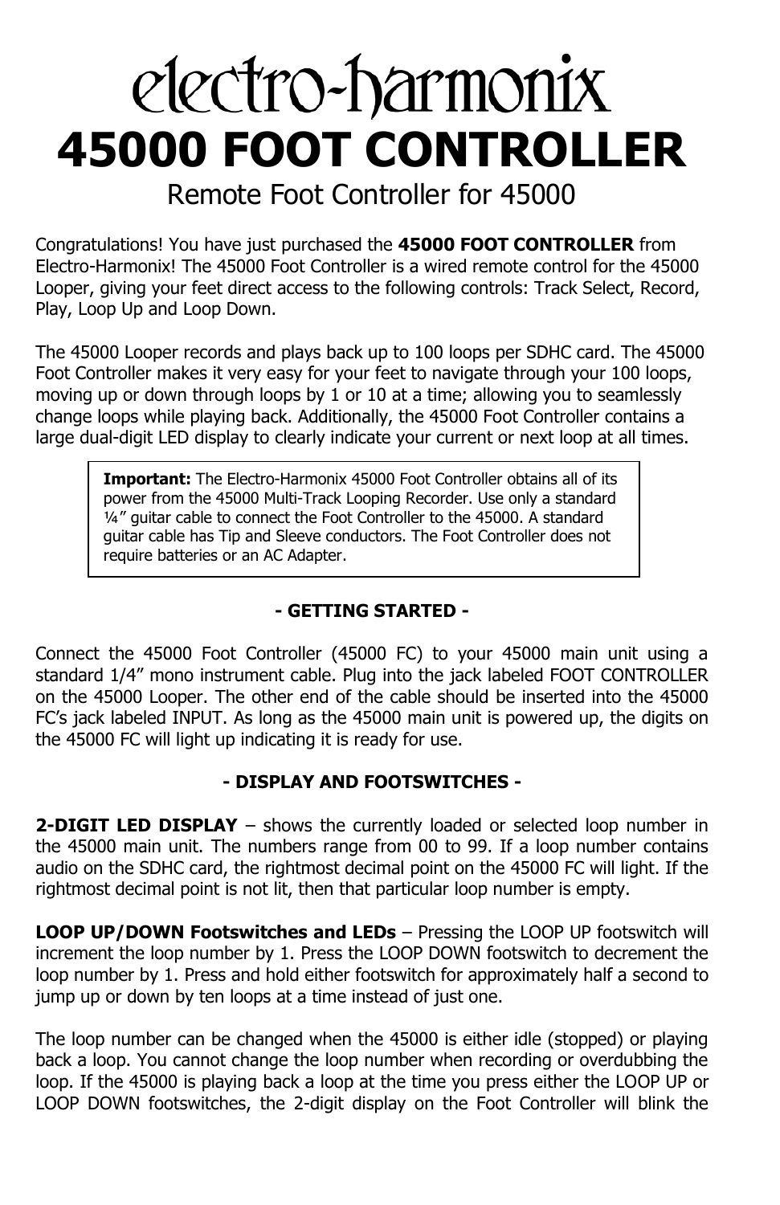# electro-harmonix

# 45000 FOOT CONTROLLER

## Remote Foot Controller for 45000

Congratulations! You have just purchased the **45000 FOOT CONTROLLER** from Electro-Harmonix! The 45000 Foot Controller is a wired remote control for the 45000 Looper, giving your feet direct access to the following controls: Track Select, Record, Play, Loop Up and Loop Down.

The 45000 Looper records and plays back up to 100 loops per SDHC card. The 45000 Foot Controller makes it very easy for your feet to navigate through your 100 loops, moving up or down through loops by 1 or 10 at a time; allowing you to seamlessly change loops while playing back. Additionally, the 45000 Foot Controller contains a large dual-digit LED display to clearly indicate your current or next loop at all times.

> **Important:** The Electro-Harmonix 45000 Foot Controller obtains all of its power from the 45000 Multi-Track Looping Recorder. Use only a standard ¼" guitar cable to connect the Foot Controller to the 45000. A standard guitar cable has Tip and Sleeve conductors. The Foot Controller does not require batteries or an AC Adapter.

### - GETTING STARTED -

Connect the 45000 Foot Controller (45000 FC) to your 45000 main unit using a standard 1/4" mono instrument cable. Plug into the jack labeled FOOT CONTROLLER on the 45000 Looper. The other end of the cable should be inserted into the 45000 FC's jack labeled INPUT. As long as the 45000 main unit is powered up, the digits on the 45000 FC will light up indicating it is ready for use.

### - DISPLAY AND FOOTSWITCHES -

**2-DIGIT LED DISPLAY** – shows the currently loaded or selected loop number in the 45000 main unit. The numbers range from 00 to 99. If a loop number contains audio on the SDHC card, the rightmost decimal point on the 45000 FC will light. If the rightmost decimal point is not lit, then that particular loop number is empty.

**LOOP UP/DOWN Footswitches and LEDs** – Pressing the LOOP UP footswitch will increment the loop number by 1. Press the LOOP DOWN footswitch to decrement the loop number by 1. Press and hold either footswitch for approximately half a second to jump up or down by ten loops at a time instead of just one.

The loop number can be changed when the 45000 is either idle (stopped) or playing back a loop. You cannot change the loop number when recording or overdubbing the loop. If the 45000 is playing back a loop at the time you press either the LOOP UP or LOOP DOWN footswitches, the 2-digit display on the Foot Controller will blink the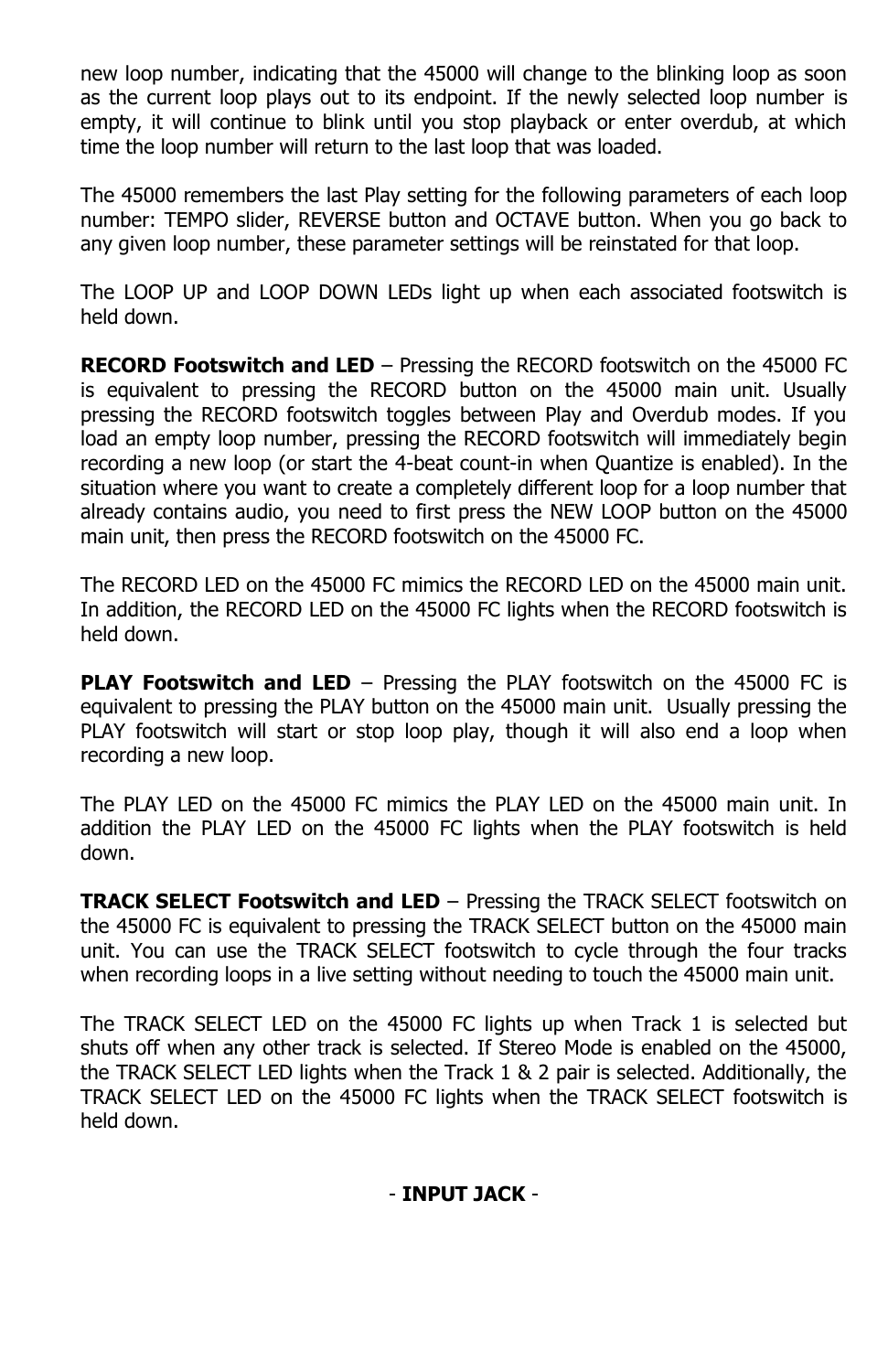new loop number, indicating that the 45000 will change to the blinking loop as soon as the current loop plays out to its endpoint. If the newly selected loop number is empty, it will continue to blink until you stop playback or enter overdub, at which time the loop number will return to the last loop that was loaded.

The 45000 remembers the last Play setting for the following parameters of each loop number: TEMPO slider, REVERSE button and OCTAVE button. When you go back to any given loop number, these parameter settings will be reinstated for that loop.

The LOOP UP and LOOP DOWN LEDs light up when each associated footswitch is held down.

**RECORD Footswitch and LED** – Pressing the RECORD footswitch on the 45000 FC is equivalent to pressing the RECORD button on the 45000 main unit. Usually pressing the RECORD footswitch toggles between Play and Overdub modes. If you load an empty loop number, pressing the RECORD footswitch will immediately begin recording a new loop (or start the 4-beat count-in when Quantize is enabled). In the situation where you want to create a completely different loop for a loop number that already contains audio, you need to first press the NEW LOOP button on the 45000 main unit, then press the RECORD footswitch on the 45000 FC.

The RECORD LED on the 45000 FC mimics the RECORD LED on the 45000 main unit. In addition, the RECORD LED on the 45000 FC lights when the RECORD footswitch is held down.

**PLAY Footswitch and LED** – Pressing the PLAY footswitch on the 45000 FC is equivalent to pressing the PLAY button on the 45000 main unit. Usually pressing the PLAY footswitch will start or stop loop play, though it will also end a loop when recording a new loop.

The PLAY LED on the 45000 FC mimics the PLAY LED on the 45000 main unit. In addition the PLAY LED on the 45000 FC lights when the PLAY footswitch is held down.

**TRACK SELECT Footswitch and LED** – Pressing the TRACK SELECT footswitch on the 45000 FC is equivalent to pressing the TRACK SELECT button on the 45000 main unit. You can use the TRACK SELECT footswitch to cycle through the four tracks when recording loops in a live setting without needing to touch the 45000 main unit.

The TRACK SELECT LED on the 45000 FC lights up when Track 1 is selected but shuts off when any other track is selected. If Stereo Mode is enabled on the 45000, the TRACK SELECT LED lights when the Track 1 & 2 pair is selected. Additionally, the TRACK SELECT LED on the 45000 FC lights when the TRACK SELECT footswitch is held down.

## - INPUT JACK -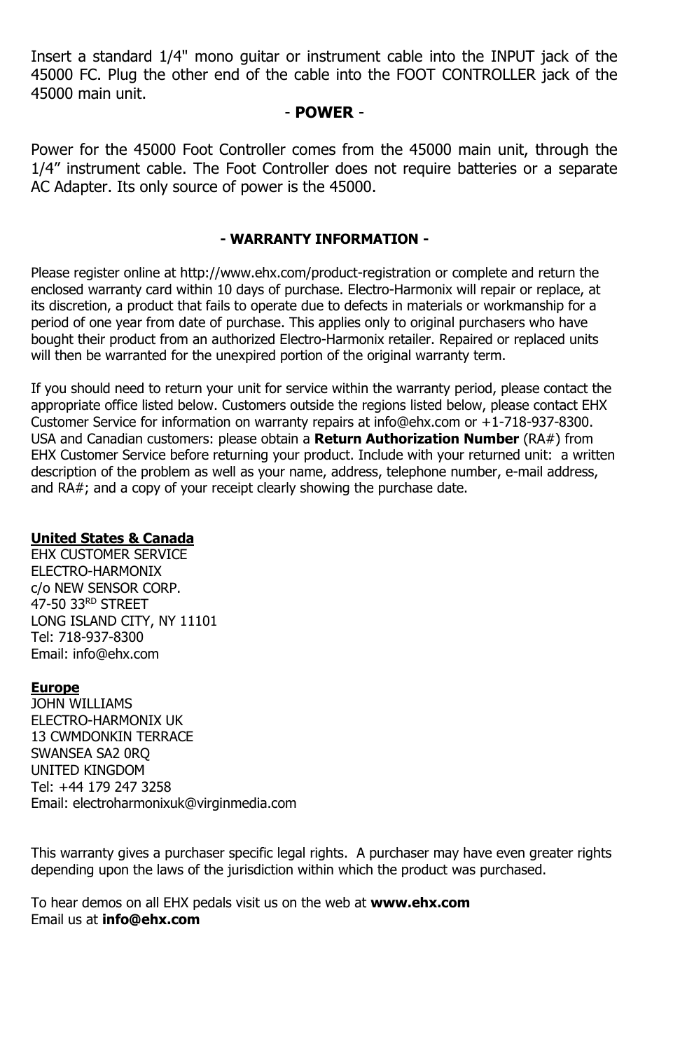Insert a standard 1/4" mono guitar or instrument cable into the INPUT jack of the 45000 FC. Plug the other end of the cable into the FOOT CONTROLLER jack of the 45000 main unit.

## - POWER -

Power for the 45000 Foot Controller comes from the 45000 main unit, through the 1/4" instrument cable. The Foot Controller does not require batteries or a separate AC Adapter. Its only source of power is the 45000.

## - WARRANTY INFORMATION -

Please register online at http://www.ehx.com/product-registration or complete and return the enclosed warranty card within 10 days of purchase. Electro-Harmonix will repair or replace, at its discretion, a product that fails to operate due to defects in materials or workmanship for a period of one year from date of purchase. This applies only to original purchasers who have bought their product from an authorized Electro-Harmonix retailer. Repaired or replaced units will then be warranted for the unexpired portion of the original warranty term.

If you should need to return your unit for service within the warranty period, please contact the appropriate office listed below. Customers outside the regions listed below, please contact EHX Customer Service for information on warranty repairs at info@ehx.com or +1-718-937-8300. USA and Canadian customers: please obtain a **Return Authorization Number** (RA#) from EHX Customer Service before returning your product. Include with your returned unit: a written description of the problem as well as your name, address, telephone number, e-mail address, and RA#; and a copy of your receipt clearly showing the purchase date.

**United States & Canada**
EHX CUSTOMER SERVICE
ELECTRO-HARMONIX
c/o NEW SENSOR CORP.
47-50 33RD STREET
LONG ISLAND CITY, NY 11101
Tel: 718-937-8300
Email: info@ehx.com

**Europe**
JOHN WILLIAMS
ELECTRO-HARMONIX UK
13 CWMDONKIN TERRACE
SWANSEA SA2 0RQ
UNITED KINGDOM
Tel: +44 179 247 3258
Email: electroharmonixuk@virginmedia.com

This warranty gives a purchaser specific legal rights. A purchaser may have even greater rights depending upon the laws of the jurisdiction within which the product was purchased.

To hear demos on all EHX pedals visit us on the web at **www.ehx.com**
Email us at **info@ehx.com**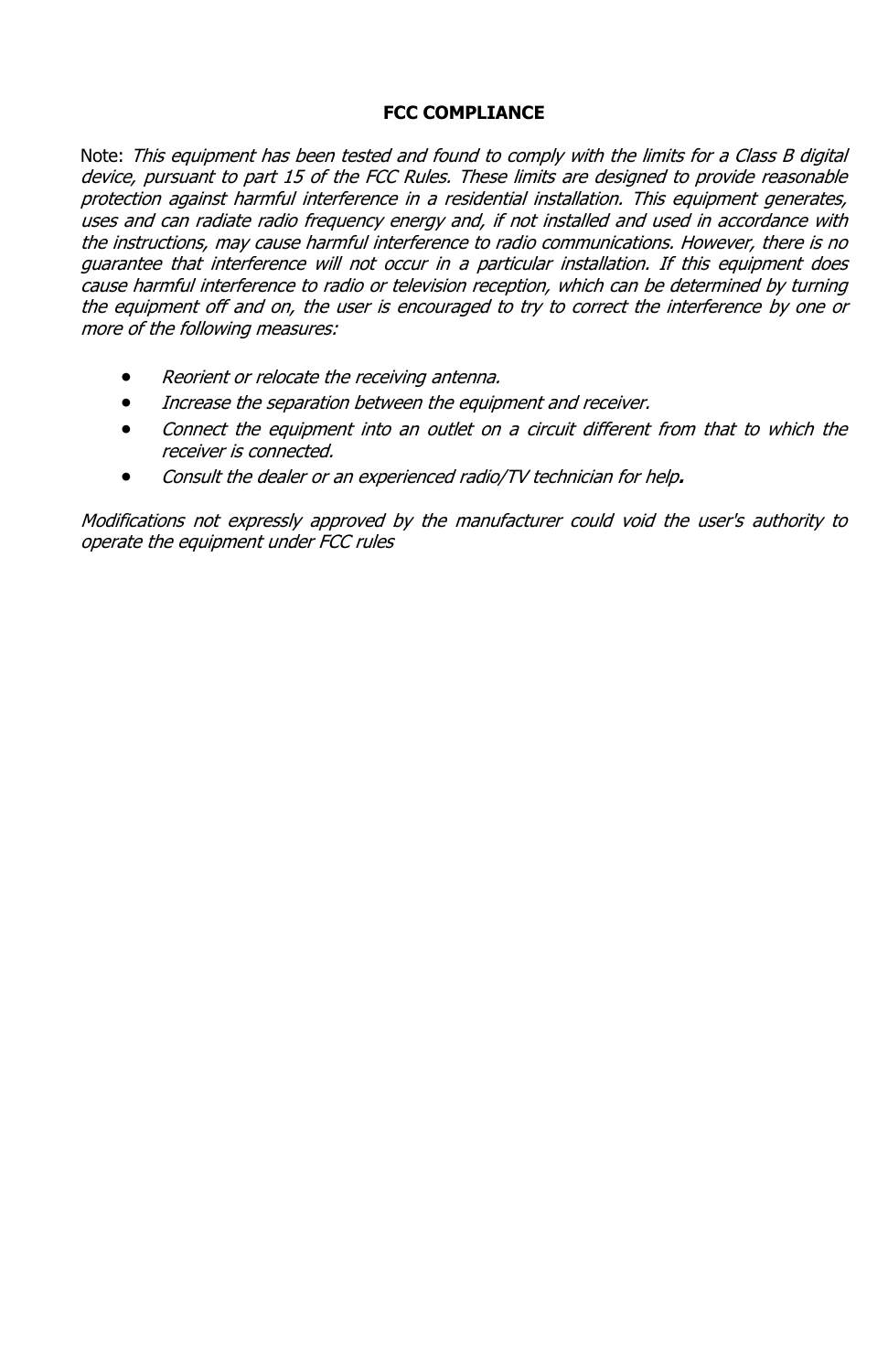# FCC COMPLIANCE

Note: *This equipment has been tested and found to comply with the limits for a Class B digital device, pursuant to part 15 of the FCC Rules. These limits are designed to provide reasonable protection against harmful interference in a residential installation. This equipment generates, uses and can radiate radio frequency energy and, if not installed and used in accordance with the instructions, may cause harmful interference to radio communications. However, there is no guarantee that interference will not occur in a particular installation. If this equipment does cause harmful interference to radio or television reception, which can be determined by turning the equipment off and on, the user is encouraged to try to correct the interference by one or more of the following measures:*

- *Reorient or relocate the receiving antenna.*
- *Increase the separation between the equipment and receiver.*
- *Connect the equipment into an outlet on a circuit different from that to which the receiver is connected.*
- *Consult the dealer or an experienced radio/TV technician for help.*

*Modifications not expressly approved by the manufacturer could void the user's authority to operate the equipment under FCC rules*